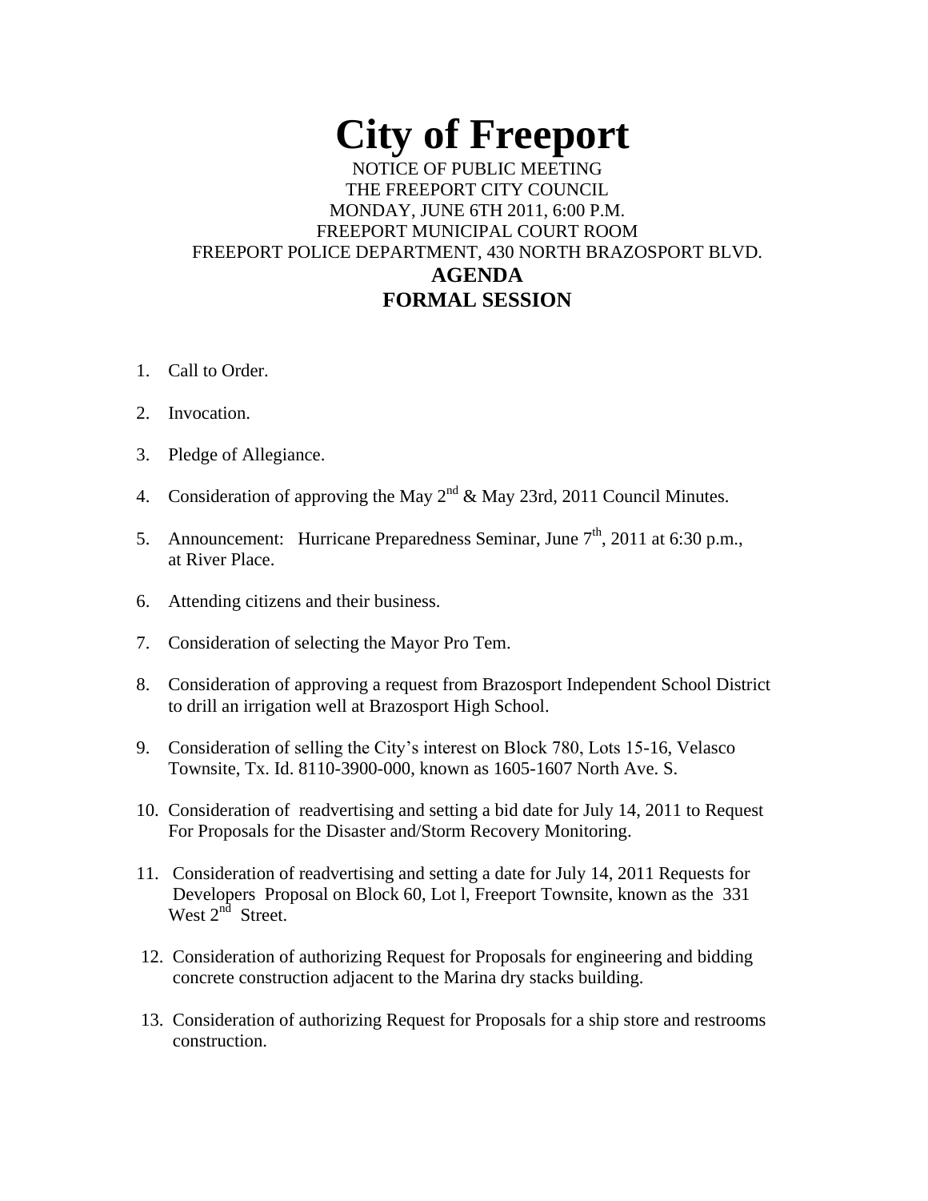# City of Freeport

NOTICE OF PUBLIC MEETING
THE FREEPORT CITY COUNCIL
MONDAY, JUNE 6TH 2011, 6:00 P.M.
FREEPORT MUNICIPAL COURT ROOM
FREEPORT POLICE DEPARTMENT, 430 NORTH BRAZOSPORT BLVD.

## AGENDA
## FORMAL SESSION

1. Call to Order.

2. Invocation.

3. Pledge of Allegiance.

4. Consideration of approving the May 2nd & May 23rd, 2011 Council Minutes.

5. Announcement: Hurricane Preparedness Seminar, June 7th, 2011 at 6:30 p.m., at River Place.

6. Attending citizens and their business.

7. Consideration of selecting the Mayor Pro Tem.

8. Consideration of approving a request from Brazosport Independent School District to drill an irrigation well at Brazosport High School.

9. Consideration of selling the City's interest on Block 780, Lots 15-16, Velasco Townsite, Tx. Id. 8110-3900-000, known as 1605-1607 North Ave. S.

10. Consideration of readvertising and setting a bid date for July 14, 2011 to Request For Proposals for the Disaster and/Storm Recovery Monitoring.

11. Consideration of readvertising and setting a date for July 14, 2011 Requests for Developers Proposal on Block 60, Lot l, Freeport Townsite, known as the 331 West 2nd Street.

12. Consideration of authorizing Request for Proposals for engineering and bidding concrete construction adjacent to the Marina dry stacks building.

13. Consideration of authorizing Request for Proposals for a ship store and restrooms construction.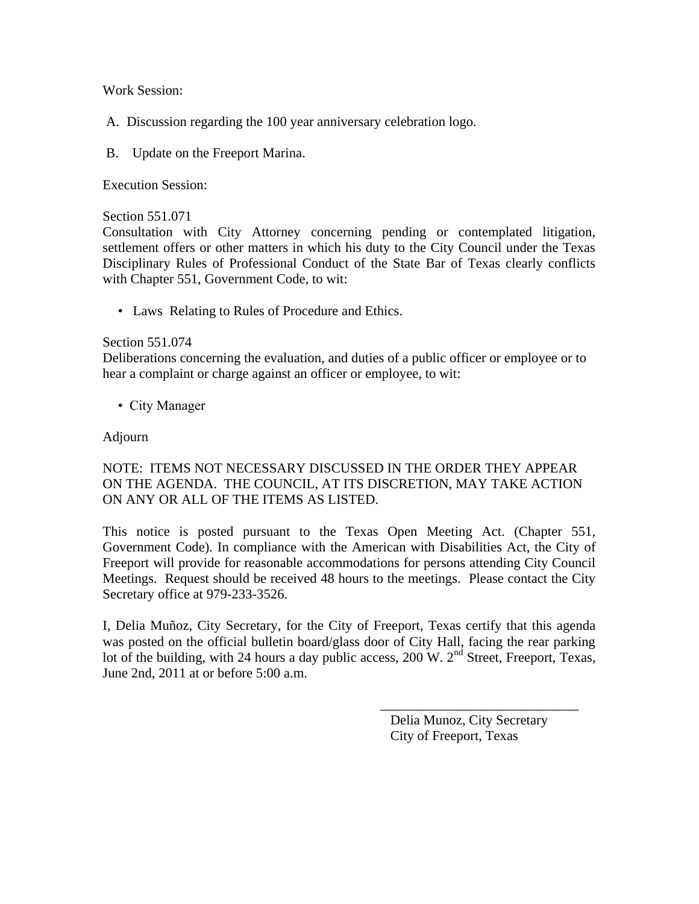Work Session:

A. Discussion regarding the 100 year anniversary celebration logo.

B. Update on the Freeport Marina.

Execution Session:

Section 551.071
Consultation with City Attorney concerning pending or contemplated litigation, settlement offers or other matters in which his duty to the City Council under the Texas Disciplinary Rules of Professional Conduct of the State Bar of Texas clearly conflicts with Chapter 551, Government Code, to wit:

- Laws Relating to Rules of Procedure and Ethics.

Section 551.074
Deliberations concerning the evaluation, and duties of a public officer or employee or to hear a complaint or charge against an officer or employee, to wit:

- City Manager

Adjourn

NOTE: ITEMS NOT NECESSARY DISCUSSED IN THE ORDER THEY APPEAR ON THE AGENDA. THE COUNCIL, AT ITS DISCRETION, MAY TAKE ACTION ON ANY OR ALL OF THE ITEMS AS LISTED.

This notice is posted pursuant to the Texas Open Meeting Act. (Chapter 551, Government Code). In compliance with the American with Disabilities Act, the City of Freeport will provide for reasonable accommodations for persons attending City Council Meetings. Request should be received 48 hours to the meetings. Please contact the City Secretary office at 979-233-3526.

I, Delia Muñoz, City Secretary, for the City of Freeport, Texas certify that this agenda was posted on the official bulletin board/glass door of City Hall, facing the rear parking lot of the building, with 24 hours a day public access, 200 W. 2nd Street, Freeport, Texas, June 2nd, 2011 at or before 5:00 a.m.

\_\_\_\_\_\_\_\_\_\_\_\_\_\_\_\_\_\_\_\_\_\_\_\_\_\_\_\_\_\_
Delia Munoz, City Secretary
City of Freeport, Texas